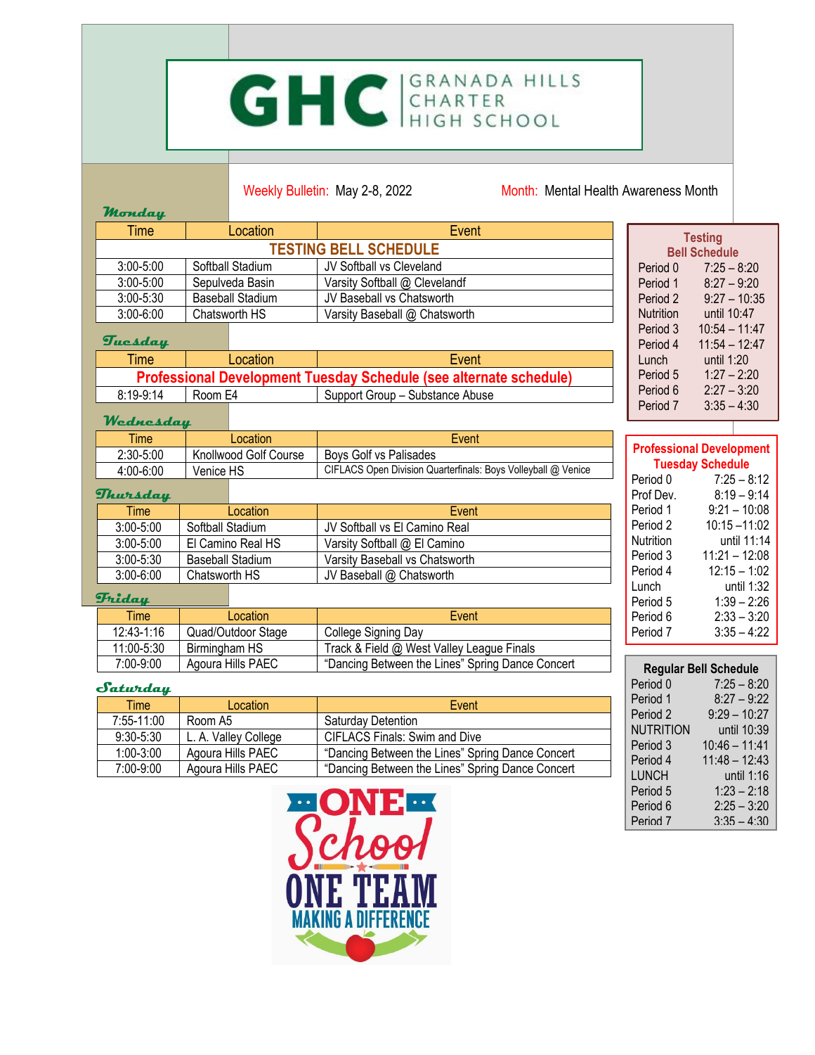# GHC | GRANADA HILLS CHARTER HIGH SCHOOL

Weekly Bulletin: May 2-8, 2022

Month: Mental Health Awareness Month

### Monday

| Time | Location | Event |
|---|---|---|
| **TESTING BELL SCHEDULE** | | |
| 3:00-5:00 | Softball Stadium | JV Softball vs Cleveland |
| 3:00-5:00 | Sepulveda Basin | Varsity Softball @ Clevelandf |
| 3:00-5:30 | Baseball Stadium | JV Baseball vs Chatsworth |
| 3:00-6:00 | Chatsworth HS | Varsity Baseball @ Chatsworth |

### Tuesday

| Time | Location | Event |
|---|---|---|
| **Professional Development Tuesday Schedule (see alternate schedule)** | | |
| 8:19-9:14 | Room E4 | Support Group – Substance Abuse |

### Wednesday

| Time | Location | Event |
|---|---|---|
| 2:30-5:00 | Knollwood Golf Course | Boys Golf vs Palisades |
| 4:00-6:00 | Venice HS | CIFLACS Open Division Quarterfinals: Boys Volleyball @ Venice |

### Thursday

| Time | Location | Event |
|---|---|---|
| 3:00-5:00 | Softball Stadium | JV Softball vs El Camino Real |
| 3:00-5:00 | El Camino Real HS | Varsity Softball @ El Camino |
| 3:00-5:30 | Baseball Stadium | Varsity Baseball vs Chatsworth |
| 3:00-6:00 | Chatsworth HS | JV Baseball @ Chatsworth |

### Friday

| Time | Location | Event |
|---|---|---|
| 12:43-1:16 | Quad/Outdoor Stage | College Signing Day |
| 11:00-5:30 | Birmingham HS | Track & Field @ West Valley League Finals |
| 7:00-9:00 | Agoura Hills PAEC | "Dancing Between the Lines" Spring Dance Concert |

### Saturday

| Time | Location | Event |
|---|---|---|
| 7:55-11:00 | Room A5 | Saturday Detention |
| 9:30-5:30 | L. A. Valley College | CIFLACS Finals: Swim and Dive |
| 1:00-3:00 | Agoura Hills PAEC | "Dancing Between the Lines" Spring Dance Concert |
| 7:00-9:00 | Agoura Hills PAEC | "Dancing Between the Lines" Spring Dance Concert |

ONE School ONE TEAM MAKING A DIFFERENCE

### Testing Bell Schedule

| Period | Time |
|---|---|
| Period 0 | 7:25 – 8:20 |
| Period 1 | 8:27 – 9:20 |
| Period 2 | 9:27 – 10:35 |
| Nutrition | until 10:47 |
| Period 3 | 10:54 – 11:47 |
| Period 4 | 11:54 – 12:47 |
| Lunch | until 1:20 |
| Period 5 | 1:27 – 2:20 |
| Period 6 | 2:27 – 3:20 |
| Period 7 | 3:35 – 4:30 |

### Professional Development Tuesday Schedule

| Period | Time |
|---|---|
| Period 0 | 7:25 – 8:12 |
| Prof Dev. | 8:19 – 9:14 |
| Period 1 | 9:21 – 10:08 |
| Period 2 | 10:15 –11:02 |
| Nutrition | until 11:14 |
| Period 3 | 11:21 – 12:08 |
| Period 4 | 12:15 – 1:02 |
| Lunch | until 1:32 |
| Period 5 | 1:39 – 2:26 |
| Period 6 | 2:33 – 3:20 |
| Period 7 | 3:35 – 4:22 |

### Regular Bell Schedule

| Period | Time |
|---|---|
| Period 0 | 7:25 – 8:20 |
| Period 1 | 8:27 – 9:22 |
| Period 2 | 9:29 – 10:27 |
| NUTRITION | until 10:39 |
| Period 3 | 10:46 – 11:41 |
| Period 4 | 11:48 – 12:43 |
| LUNCH | until 1:16 |
| Period 5 | 1:23 – 2:18 |
| Period 6 | 2:25 – 3:20 |
| Period 7 | 3:35 – 4:30 |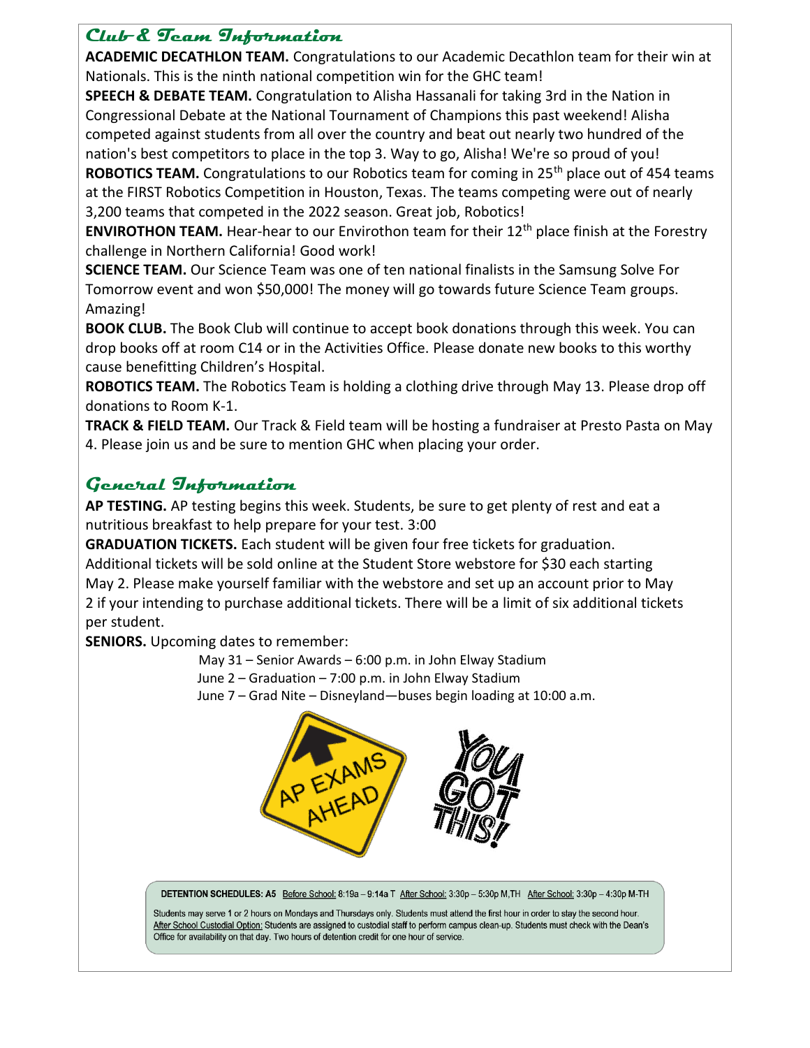## Club & Team Information

**ACADEMIC DECATHLON TEAM.** Congratulations to our Academic Decathlon team for their win at Nationals. This is the ninth national competition win for the GHC team!

**SPEECH & DEBATE TEAM.** Congratulation to Alisha Hassanali for taking 3rd in the Nation in Congressional Debate at the National Tournament of Champions this past weekend! Alisha competed against students from all over the country and beat out nearly two hundred of the nation's best competitors to place in the top 3. Way to go, Alisha! We're so proud of you!

**ROBOTICS TEAM.** Congratulations to our Robotics team for coming in 25th place out of 454 teams at the FIRST Robotics Competition in Houston, Texas. The teams competing were out of nearly 3,200 teams that competed in the 2022 season. Great job, Robotics!

**ENVIROTHON TEAM.** Hear-hear to our Envirothon team for their 12th place finish at the Forestry challenge in Northern California! Good work!

**SCIENCE TEAM.** Our Science Team was one of ten national finalists in the Samsung Solve For Tomorrow event and won $50,000! The money will go towards future Science Team groups. Amazing!

**BOOK CLUB.** The Book Club will continue to accept book donations through this week. You can drop books off at room C14 or in the Activities Office. Please donate new books to this worthy cause benefitting Children's Hospital.

**ROBOTICS TEAM.** The Robotics Team is holding a clothing drive through May 13. Please drop off donations to Room K-1.

**TRACK & FIELD TEAM.** Our Track & Field team will be hosting a fundraiser at Presto Pasta on May 4. Please join us and be sure to mention GHC when placing your order.

## General Information

**AP TESTING.** AP testing begins this week. Students, be sure to get plenty of rest and eat a nutritious breakfast to help prepare for your test. 3:00

**GRADUATION TICKETS.** Each student will be given four free tickets for graduation. Additional tickets will be sold online at the Student Store webstore for $30 each starting May 2. Please make yourself familiar with the webstore and set up an account prior to May 2 if your intending to purchase additional tickets. There will be a limit of six additional tickets per student.

**SENIORS.** Upcoming dates to remember:

May 31 – Senior Awards – 6:00 p.m. in John Elway Stadium
June 2 – Graduation – 7:00 p.m. in John Elway Stadium
June 7 – Grad Nite – Disneyland—buses begin loading at 10:00 a.m.

AP EXAMS AHEAD

YOU GOT THIS!

**DETENTION SCHEDULES: A5** Before School: 8:19a – 9:14a T After School: 3:30p – 5:30p M,TH After School: 3:30p – 4:30p M-TH

Students may serve 1 or 2 hours on Mondays and Thursdays only. Students must attend the first hour in order to stay the second hour.
After School Custodial Option: Students are assigned to custodial staff to perform campus clean-up. Students must check with the Dean's Office for availability on that day. Two hours of detention credit for one hour of service.